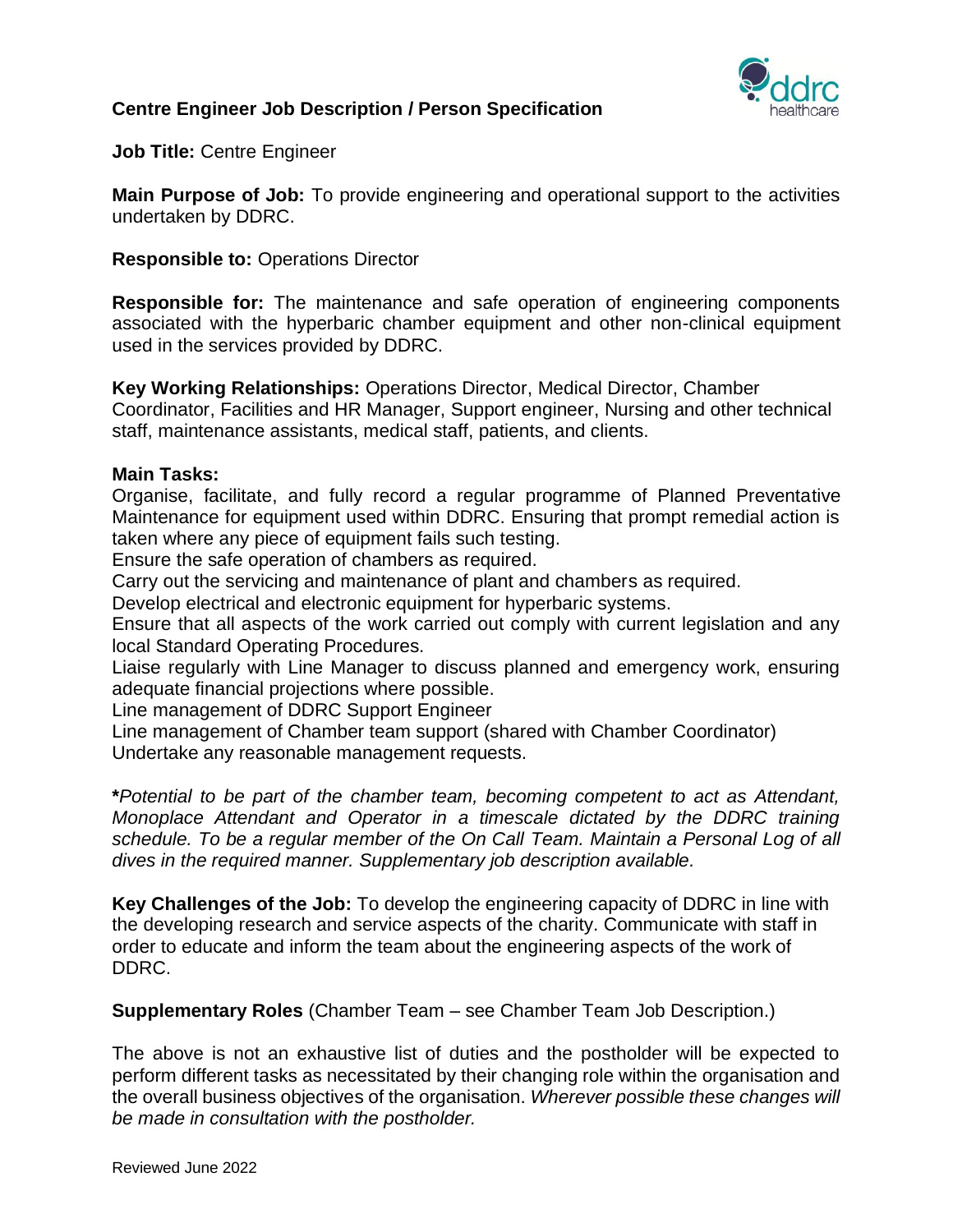# Centre Engineer Job Description / Person Specification

**Job Title:** Centre Engineer

**Main Purpose of Job:** To provide engineering and operational support to the activities undertaken by DDRC.

**Responsible to:** Operations Director

**Responsible for:** The maintenance and safe operation of engineering components associated with the hyperbaric chamber equipment and other non-clinical equipment used in the services provided by DDRC.

**Key Working Relationships:** Operations Director, Medical Director, Chamber Coordinator, Facilities and HR Manager, Support engineer, Nursing and other technical staff, maintenance assistants, medical staff, patients, and clients.

**Main Tasks:**

Organise, facilitate, and fully record a regular programme of Planned Preventative Maintenance for equipment used within DDRC. Ensuring that prompt remedial action is taken where any piece of equipment fails such testing.

Ensure the safe operation of chambers as required.

Carry out the servicing and maintenance of plant and chambers as required.

Develop electrical and electronic equipment for hyperbaric systems.

Ensure that all aspects of the work carried out comply with current legislation and any local Standard Operating Procedures.

Liaise regularly with Line Manager to discuss planned and emergency work, ensuring adequate financial projections where possible.

Line management of DDRC Support Engineer

Line management of Chamber team support (shared with Chamber Coordinator)

Undertake any reasonable management requests.

***Potential to be part of the chamber team, becoming competent to act as Attendant, Monoplace Attendant and Operator in a timescale dictated by the DDRC training schedule. To be a regular member of the On Call Team. Maintain a Personal Log of all dives in the required manner. Supplementary job description available.***

**Key Challenges of the Job:** To develop the engineering capacity of DDRC in line with the developing research and service aspects of the charity. Communicate with staff in order to educate and inform the team about the engineering aspects of the work of DDRC.

**Supplementary Roles** (Chamber Team – see Chamber Team Job Description.)

The above is not an exhaustive list of duties and the postholder will be expected to perform different tasks as necessitated by their changing role within the organisation and the overall business objectives of the organisation. *Wherever possible these changes will be made in consultation with the postholder.*

Reviewed June 2022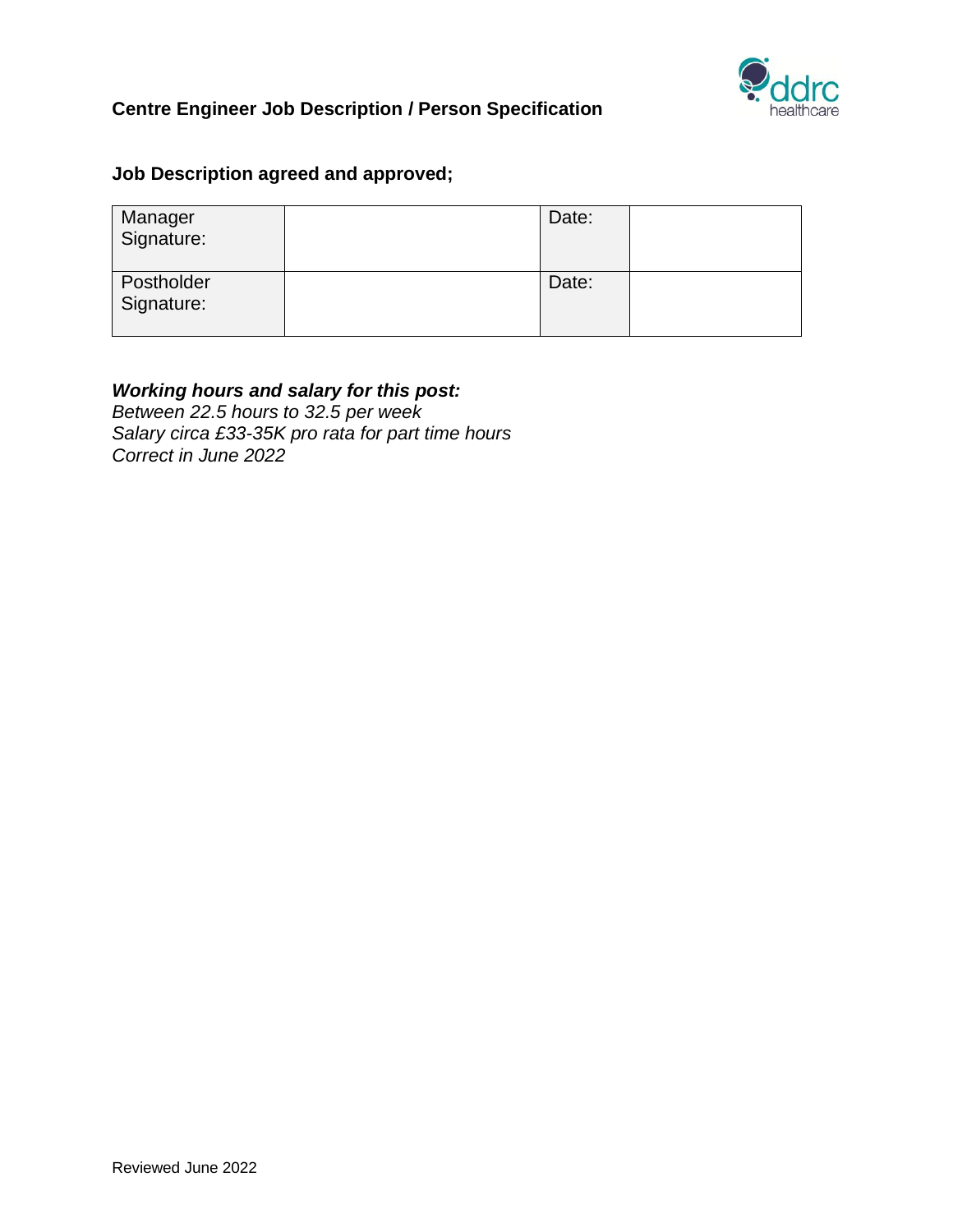**Centre Engineer Job Description / Person Specification**

**Job Description agreed and approved;**

| Manager Signature: | | Date: | |
|---|---|---|---|
| Postholder Signature: | | Date: | |

***Working hours and salary for this post:***
*Between 22.5 hours to 32.5 per week*
*Salary circa £33-35K pro rata for part time hours*
*Correct in June 2022*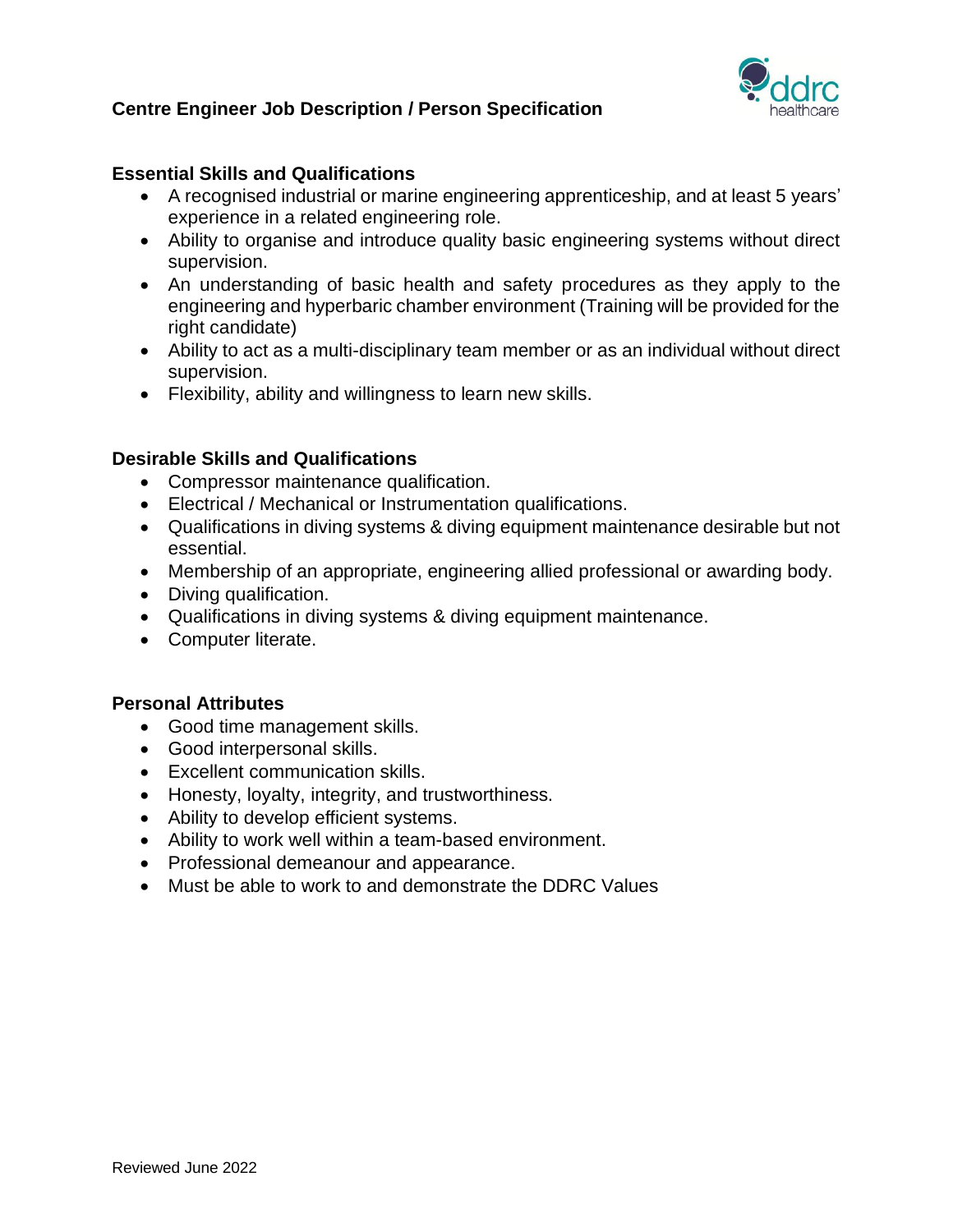**Centre Engineer Job Description / Person Specification**

**Essential Skills and Qualifications**

- A recognised industrial or marine engineering apprenticeship, and at least 5 years' experience in a related engineering role.
- Ability to organise and introduce quality basic engineering systems without direct supervision.
- An understanding of basic health and safety procedures as they apply to the engineering and hyperbaric chamber environment (Training will be provided for the right candidate)
- Ability to act as a multi-disciplinary team member or as an individual without direct supervision.
- Flexibility, ability and willingness to learn new skills.

**Desirable Skills and Qualifications**

- Compressor maintenance qualification.
- Electrical / Mechanical or Instrumentation qualifications.
- Qualifications in diving systems & diving equipment maintenance desirable but not essential.
- Membership of an appropriate, engineering allied professional or awarding body.
- Diving qualification.
- Qualifications in diving systems & diving equipment maintenance.
- Computer literate.

**Personal Attributes**

- Good time management skills.
- Good interpersonal skills.
- Excellent communication skills.
- Honesty, loyalty, integrity, and trustworthiness.
- Ability to develop efficient systems.
- Ability to work well within a team-based environment.
- Professional demeanour and appearance.
- Must be able to work to and demonstrate the DDRC Values

Reviewed June 2022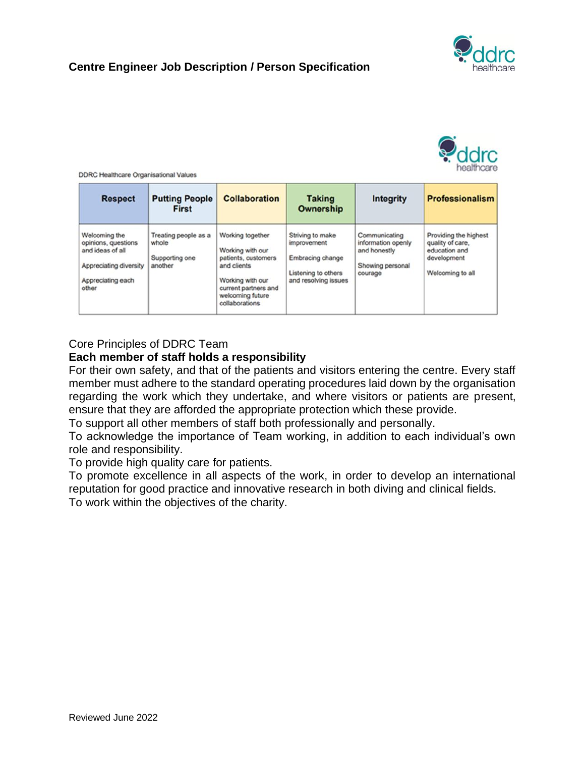DDRC Healthcare Organisational Values

| Respect | Putting People First | Collaboration | Taking Ownership | Integrity | Professionalism |
|---|---|---|---|---|---|
| Welcoming the opinions, questions and ideas of all<br><br>Appreciating diversity<br><br>Appreciating each other | Treating people as a whole<br><br>Supporting one another | Working together<br><br>Working with our patients, customers and clients<br><br>Working with our current partners and welcoming future collaborations | Striving to make improvement<br><br>Embracing change<br><br>Listening to others and resolving issues | Communicating information openly and honestly<br><br>Showing personal courage | Providing the highest quality of care, education and development<br><br>Welcoming to all |

Core Principles of DDRC Team

**Each member of staff holds a responsibility**

For their own safety, and that of the patients and visitors entering the centre. Every staff member must adhere to the standard operating procedures laid down by the organisation regarding the work which they undertake, and where visitors or patients are present, ensure that they are afforded the appropriate protection which these provide.

To support all other members of staff both professionally and personally.

To acknowledge the importance of Team working, in addition to each individual's own role and responsibility.

To provide high quality care for patients.

To promote excellence in all aspects of the work, in order to develop an international reputation for good practice and innovative research in both diving and clinical fields.

To work within the objectives of the charity.